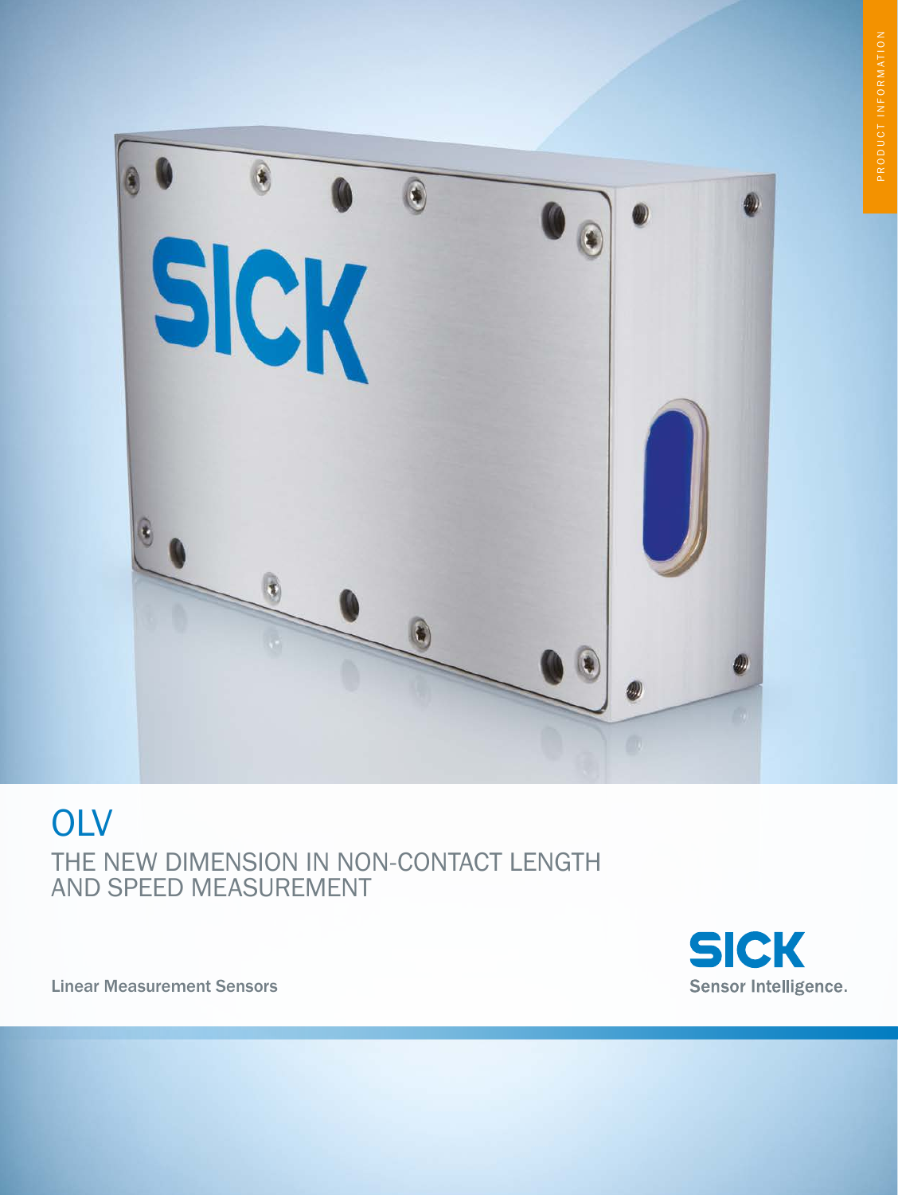# OLV

## THE NEW DIMENSION IN NON-CONTACT LENGTH AND SPEED MEASUREMENT

Linear Measurement Sensors

SICK
Sensor Intelligence.

PRODUCT INFORMATION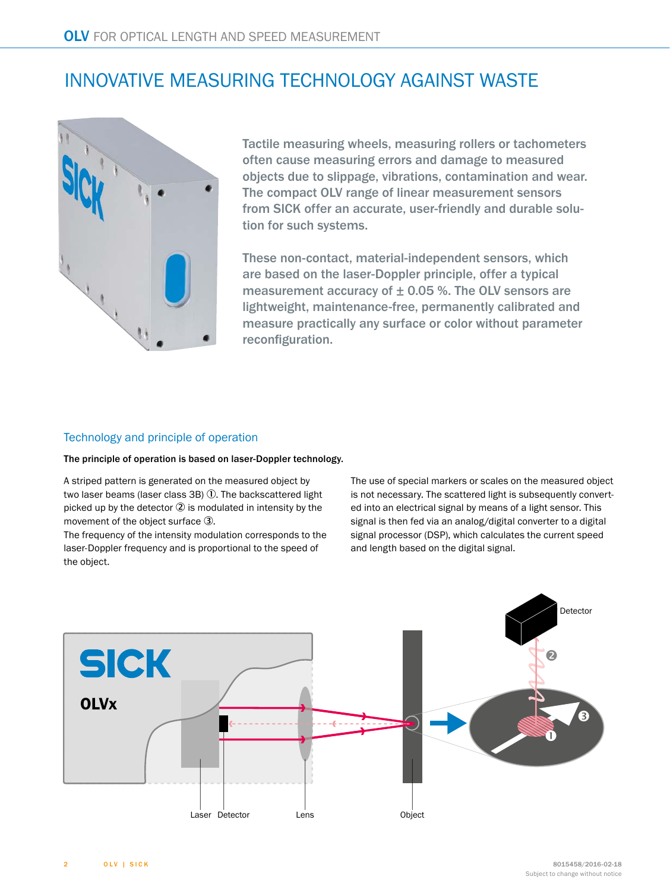# INNOVATIVE MEASURING TECHNOLOGY AGAINST WASTE

Tactile measuring wheels, measuring rollers or tachometers often cause measuring errors and damage to measured objects due to slippage, vibrations, contamination and wear. The compact OLV range of linear measurement sensors from SICK offer an accurate, user-friendly and durable solution for such systems.

These non-contact, material-independent sensors, which are based on the laser-Doppler principle, offer a typical measurement accuracy of ± 0.05 %. The OLV sensors are lightweight, maintenance-free, permanently calibrated and measure practically any surface or color without parameter reconfiguration.

## Technology and principle of operation

**The principle of operation is based on laser-Doppler technology.**

A striped pattern is generated on the measured object by two laser beams (laser class 3B) ①. The backscattered light picked up by the detector ② is modulated in intensity by the movement of the object surface ③.
The frequency of the intensity modulation corresponds to the laser-Doppler frequency and is proportional to the speed of the object.

The use of special markers or scales on the measured object is not necessary. The scattered light is subsequently converted into an electrical signal by means of a light sensor. This signal is then fed via an analog/digital converter to a digital signal processor (DSP), which calculates the current speed and length based on the digital signal.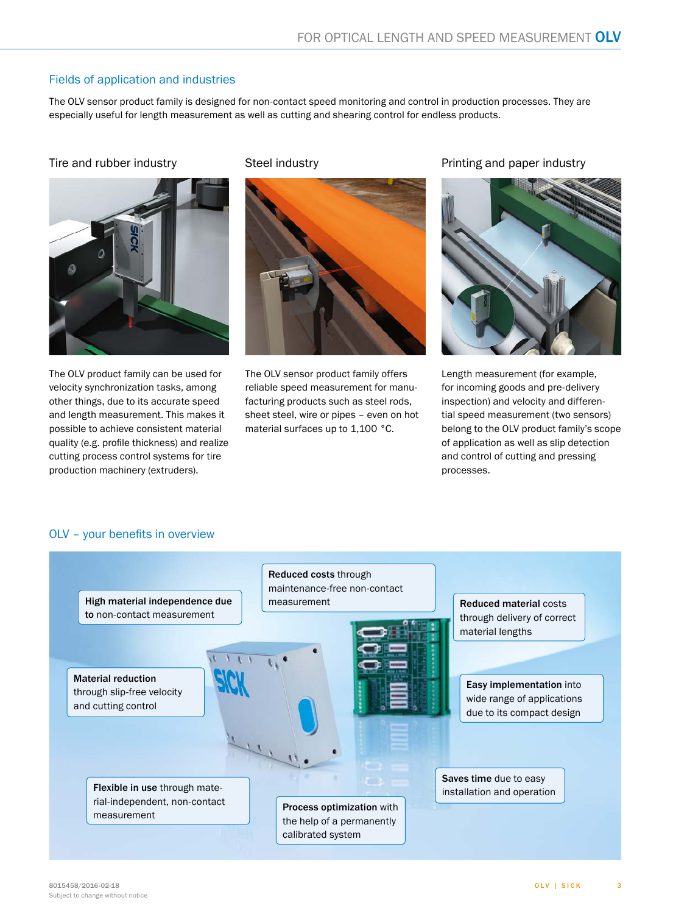## Fields of application and industries

The OLV sensor product family is designed for non-contact speed monitoring and control in production processes. They are especially useful for length measurement as well as cutting and shearing control for endless products.

### Tire and rubber industry

The OLV product family can be used for velocity synchronization tasks, among other things, due to its accurate speed and length measurement. This makes it possible to achieve consistent material quality (e.g. profile thickness) and realize cutting process control systems for tire production machinery (extruders).

### Steel industry

The OLV sensor product family offers reliable speed measurement for manufacturing products such as steel rods, sheet steel, wire or pipes – even on hot material surfaces up to 1,100 °C.

### Printing and paper industry

Length measurement (for example, for incoming goods and pre-delivery inspection) and velocity and differential speed measurement (two sensors) belong to the OLV product family's scope of application as well as slip detection and control of cutting and pressing processes.

## OLV – your benefits in overview

- **High material independence due to** non-contact measurement
- **Reduced costs** through maintenance-free non-contact measurement
- **Reduced material** costs through delivery of correct material lengths
- **Material reduction** through slip-free velocity and cutting control
- **Easy implementation** into wide range of applications due to its compact design
- **Flexible in use** through material-independent, non-contact measurement
- **Saves time** due to easy installation and operation
- **Process optimization** with the help of a permanently calibrated system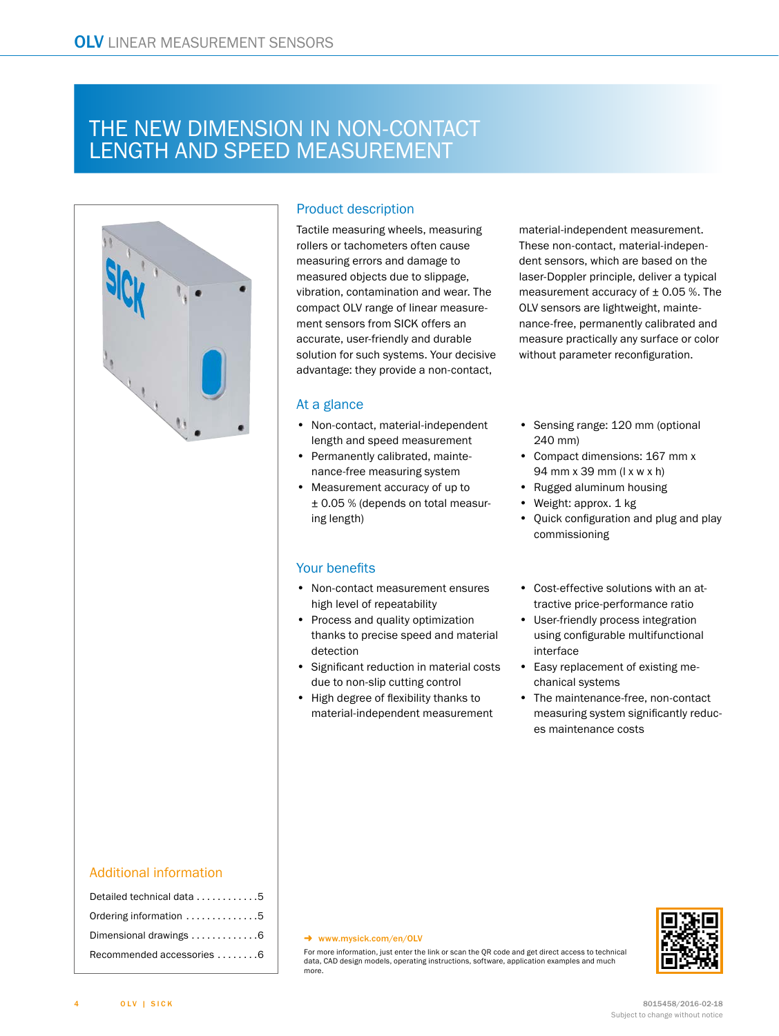# THE NEW DIMENSION IN NON-CONTACT LENGTH AND SPEED MEASUREMENT

## Product description

Tactile measuring wheels, measuring rollers or tachometers often cause measuring errors and damage to measured objects due to slippage, vibration, contamination and wear. The compact OLV range of linear measurement sensors from SICK offers an accurate, user-friendly and durable solution for such systems. Your decisive advantage: they provide a non-contact, material-independent measurement. These non-contact, material-independent sensors, which are based on the laser-Doppler principle, deliver a typical measurement accuracy of ± 0.05 %. The OLV sensors are lightweight, maintenance-free, permanently calibrated and measure practically any surface or color without parameter reconfiguration.

## At a glance

- Non-contact, material-independent length and speed measurement
- Permanently calibrated, maintenance-free measuring system
- Measurement accuracy of up to ± 0.05 % (depends on total measuring length)
- Sensing range: 120 mm (optional 240 mm)
- Compact dimensions: 167 mm x 94 mm x 39 mm (l x w x h)
- Rugged aluminum housing
- Weight: approx. 1 kg
- Quick configuration and plug and play commissioning

## Your benefits

- Non-contact measurement ensures high level of repeatability
- Process and quality optimization thanks to precise speed and material detection
- Significant reduction in material costs due to non-slip cutting control
- High degree of flexibility thanks to material-independent measurement
- Cost-effective solutions with an attractive price-performance ratio
- User-friendly process integration using configurable multifunctional interface
- Easy replacement of existing mechanical systems
- The maintenance-free, non-contact measuring system significantly reduces maintenance costs

## Additional information

Detailed technical data . . . . . . . . . . . .5
Ordering information . . . . . . . . . . . . . .5
Dimensional drawings . . . . . . . . . . . . .6
Recommended accessories . . . . . . . .6

→ www.mysick.com/en/OLV

For more information, just enter the link or scan the QR code and get direct access to technical data, CAD design models, operating instructions, software, application examples and much more.

8015458/2016-02-18
Subject to change without notice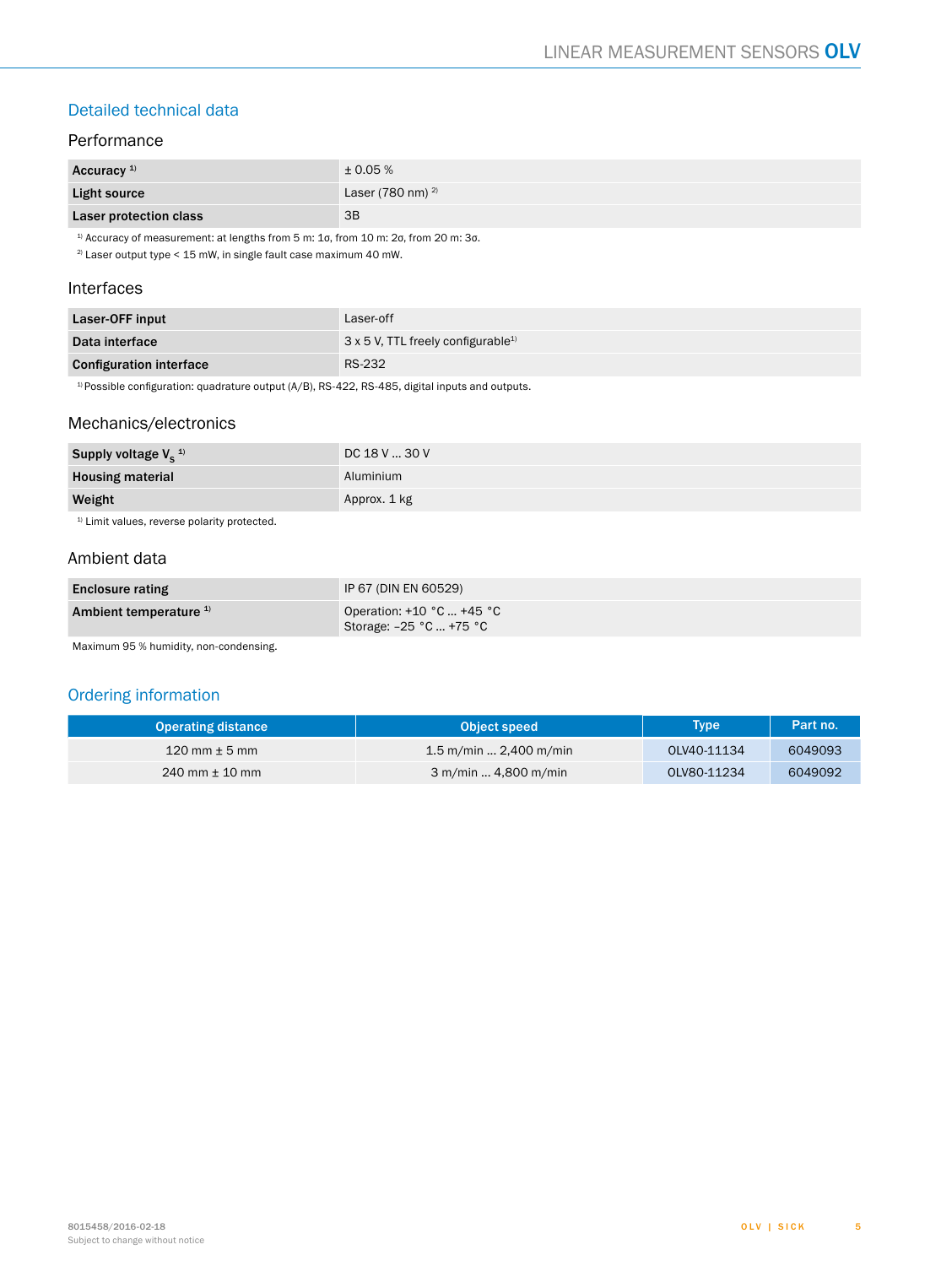## Detailed technical data

### Performance

| | |
|---|---|
| **Accuracy** [1] | ± 0.05 % |
| **Light source** | Laser (780 nm) [2] |
| **Laser protection class** | 3B |

[1] Accuracy of measurement: at lengths from 5 m: 1σ, from 10 m: 2σ, from 20 m: 3σ.

[2] Laser output type < 15 mW, in single fault case maximum 40 mW.

### Interfaces

| | |
|---|---|
| **Laser-OFF input** | Laser-off |
| **Data interface** | 3 x 5 V, TTL freely configurable[1] |
| **Configuration interface** | RS-232 |

[1] Possible configuration: quadrature output (A/B), RS-422, RS-485, digital inputs and outputs.

### Mechanics/electronics

| | |
|---|---|
| **Supply voltage $V_S$** [1] | DC 18 V ... 30 V |
| **Housing material** | Aluminium |
| **Weight** | Approx. 1 kg |

[1] Limit values, reverse polarity protected.

### Ambient data

| | |
|---|---|
| **Enclosure rating** | IP 67 (DIN EN 60529) |
| **Ambient temperature** [1] | Operation: +10 °C ... +45 °C<br>Storage: –25 °C ... +75 °C |

Maximum 95 % humidity, non-condensing.

## Ordering information

| Operating distance | Object speed | Type | Part no. |
|---|---|---|---|
| 120 mm ± 5 mm | 1.5 m/min ... 2,400 m/min | OLV40-11134 | 6049093 |
| 240 mm ± 10 mm | 3 m/min ... 4,800 m/min | OLV80-11234 | 6049092 |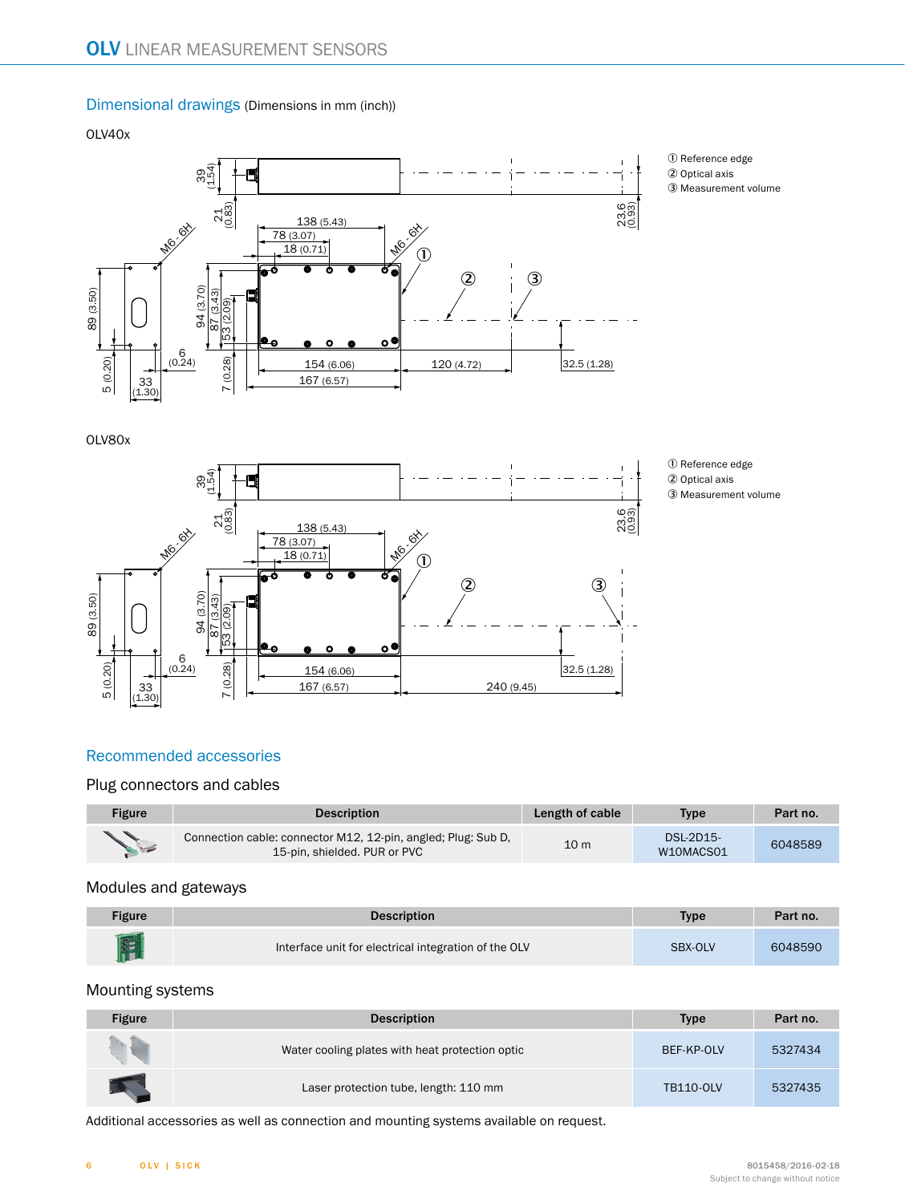## Dimensional drawings (Dimensions in mm (inch))

OLV40x

① Reference edge
② Optical axis
③ Measurement volume

OLV80x

① Reference edge
② Optical axis
③ Measurement volume

## Recommended accessories

### Plug connectors and cables

| Figure | Description | Length of cable | Type | Part no. |
|---|---|---|---|---|
| | Connection cable: connector M12, 12-pin, angled; Plug: Sub D, 15-pin, shielded. PUR or PVC | 10 m | DSL-2D15-W10MACS01 | 6048589 |

### Modules and gateways

| Figure | Description | Type | Part no. |
|---|---|---|---|
| | Interface unit for electrical integration of the OLV | SBX-OLV | 6048590 |

### Mounting systems

| Figure | Description | Type | Part no. |
|---|---|---|---|
| | Water cooling plates with heat protection optic | BEF-KP-OLV | 5327434 |
| | Laser protection tube, length: 110 mm | TB110-OLV | 5327435 |

Additional accessories as well as connection and mounting systems available on request.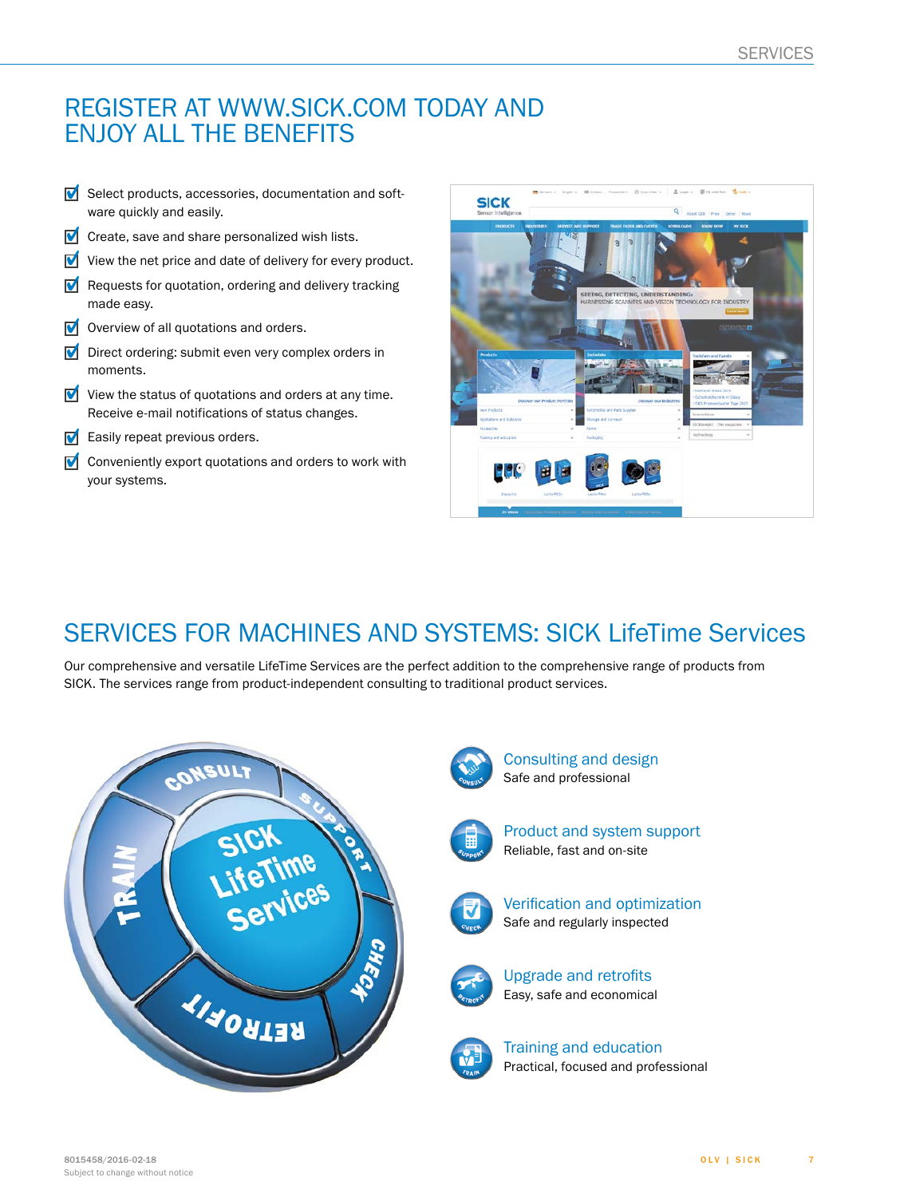## REGISTER AT WWW.SICK.COM TODAY AND ENJOY ALL THE BENEFITS

- Select products, accessories, documentation and software quickly and easily.
- Create, save and share personalized wish lists.
- View the net price and date of delivery for every product.
- Requests for quotation, ordering and delivery tracking made easy.
- Overview of all quotations and orders.
- Direct ordering: submit even very complex orders in moments.
- View the status of quotations and orders at any time. Receive e-mail notifications of status changes.
- Easily repeat previous orders.
- Conveniently export quotations and orders to work with your systems.

## SERVICES FOR MACHINES AND SYSTEMS: SICK LifeTime Services

Our comprehensive and versatile LifeTime Services are the perfect addition to the comprehensive range of products from SICK. The services range from product-independent consulting to traditional product services.

**Consulting and design**
Safe and professional

**Product and system support**
Reliable, fast and on-site

**Verification and optimization**
Safe and regularly inspected

**Upgrade and retrofits**
Easy, safe and economical

**Training and education**
Practical, focused and professional

8015458/2016-02-18
Subject to change without notice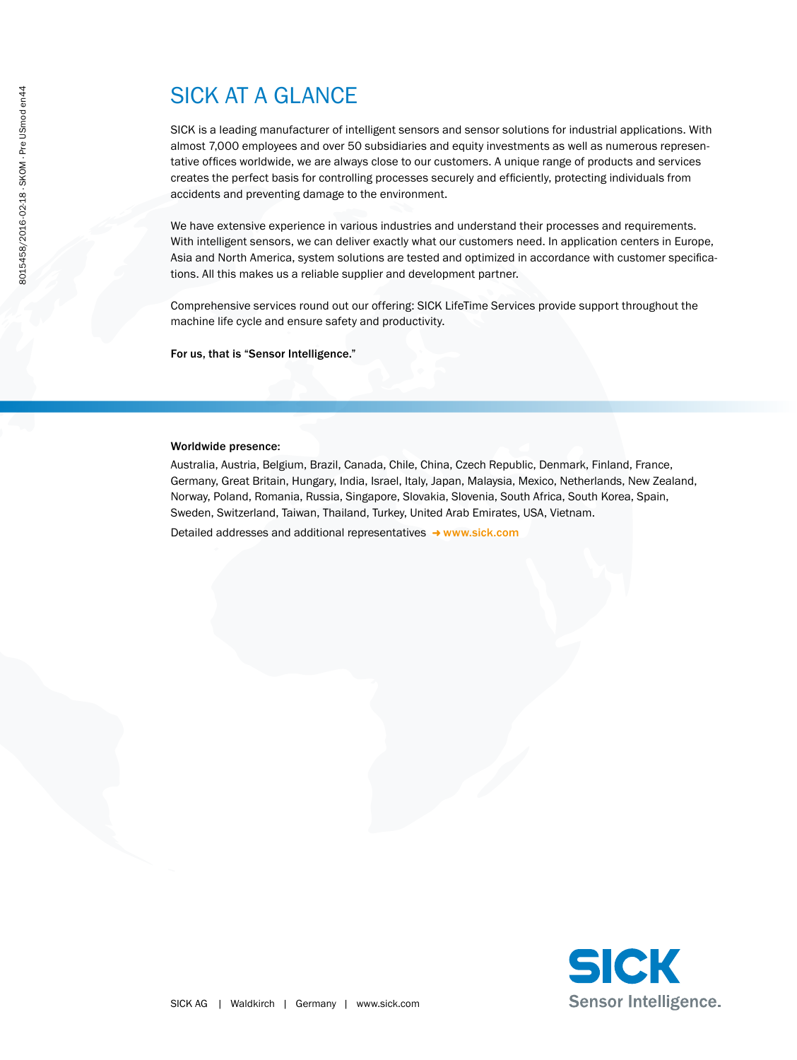# SICK AT A GLANCE

SICK is a leading manufacturer of intelligent sensors and sensor solutions for industrial applications. With almost 7,000 employees and over 50 subsidiaries and equity investments as well as numerous representative offices worldwide, we are always close to our customers. A unique range of products and services creates the perfect basis for controlling processes securely and efficiently, protecting individuals from accidents and preventing damage to the environment.

We have extensive experience in various industries and understand their processes and requirements. With intelligent sensors, we can deliver exactly what our customers need. In application centers in Europe, Asia and North America, system solutions are tested and optimized in accordance with customer specifications. All this makes us a reliable supplier and development partner.

Comprehensive services round out our offering: SICK LifeTime Services provide support throughout the machine life cycle and ensure safety and productivity.

**For us, that is "Sensor Intelligence."**

**Worldwide presence:**

Australia, Austria, Belgium, Brazil, Canada, Chile, China, Czech Republic, Denmark, Finland, France, Germany, Great Britain, Hungary, India, Israel, Italy, Japan, Malaysia, Mexico, Netherlands, New Zealand, Norway, Poland, Romania, Russia, Singapore, Slovakia, Slovenia, South Africa, South Korea, Spain, Sweden, Switzerland, Taiwan, Thailand, Turkey, United Arab Emirates, USA, Vietnam.

Detailed addresses and additional representatives → www.sick.com

8015458/2016-02-18 · SKOM · Pre USmod en44

SICK AG | Waldkirch | Germany | www.sick.com

SICK
Sensor Intelligence.